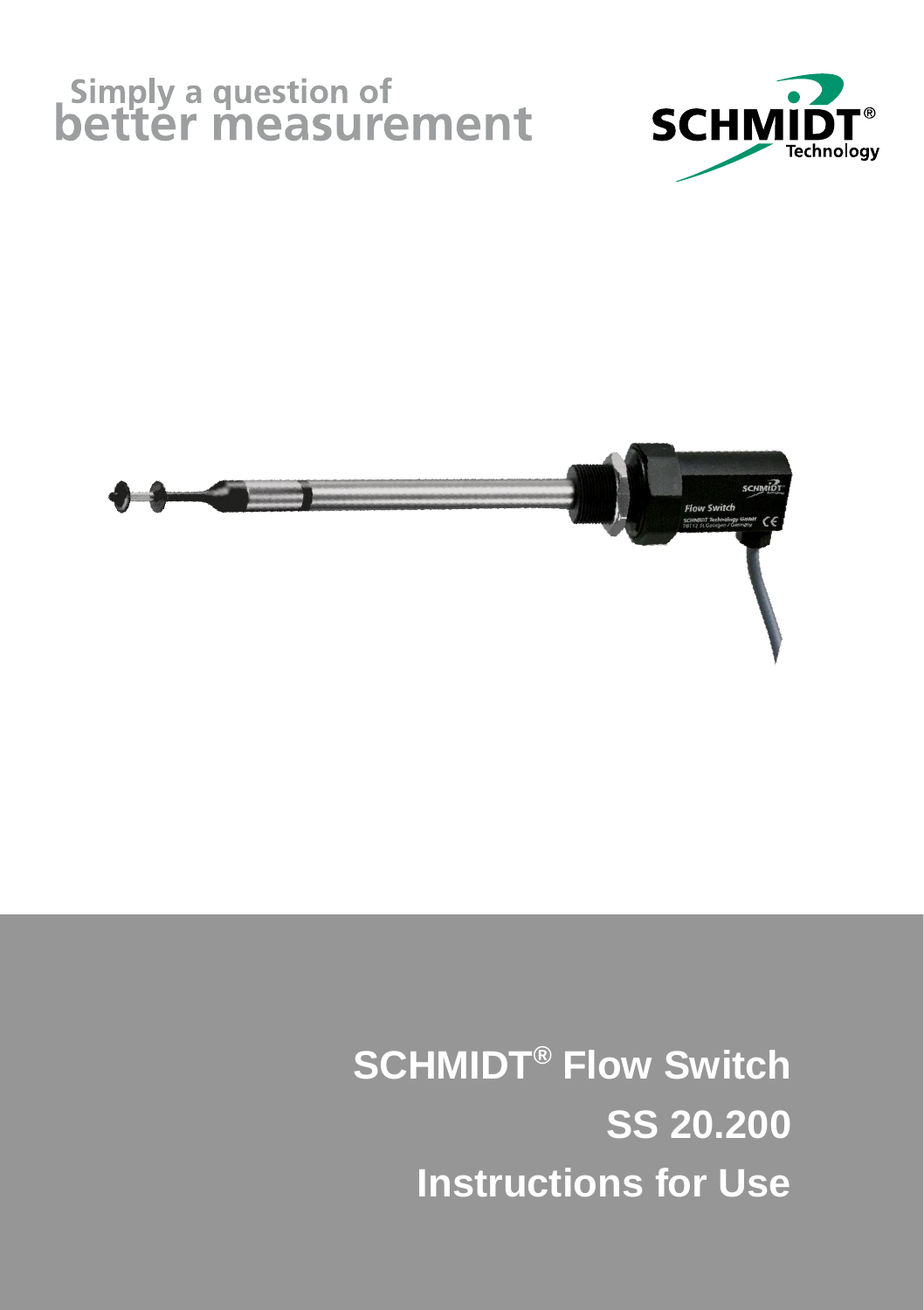Simply a question of
better measurement

SCHMIDT®
Technology

# SCHMIDT® Flow Switch

# SS 20.200

# Instructions for Use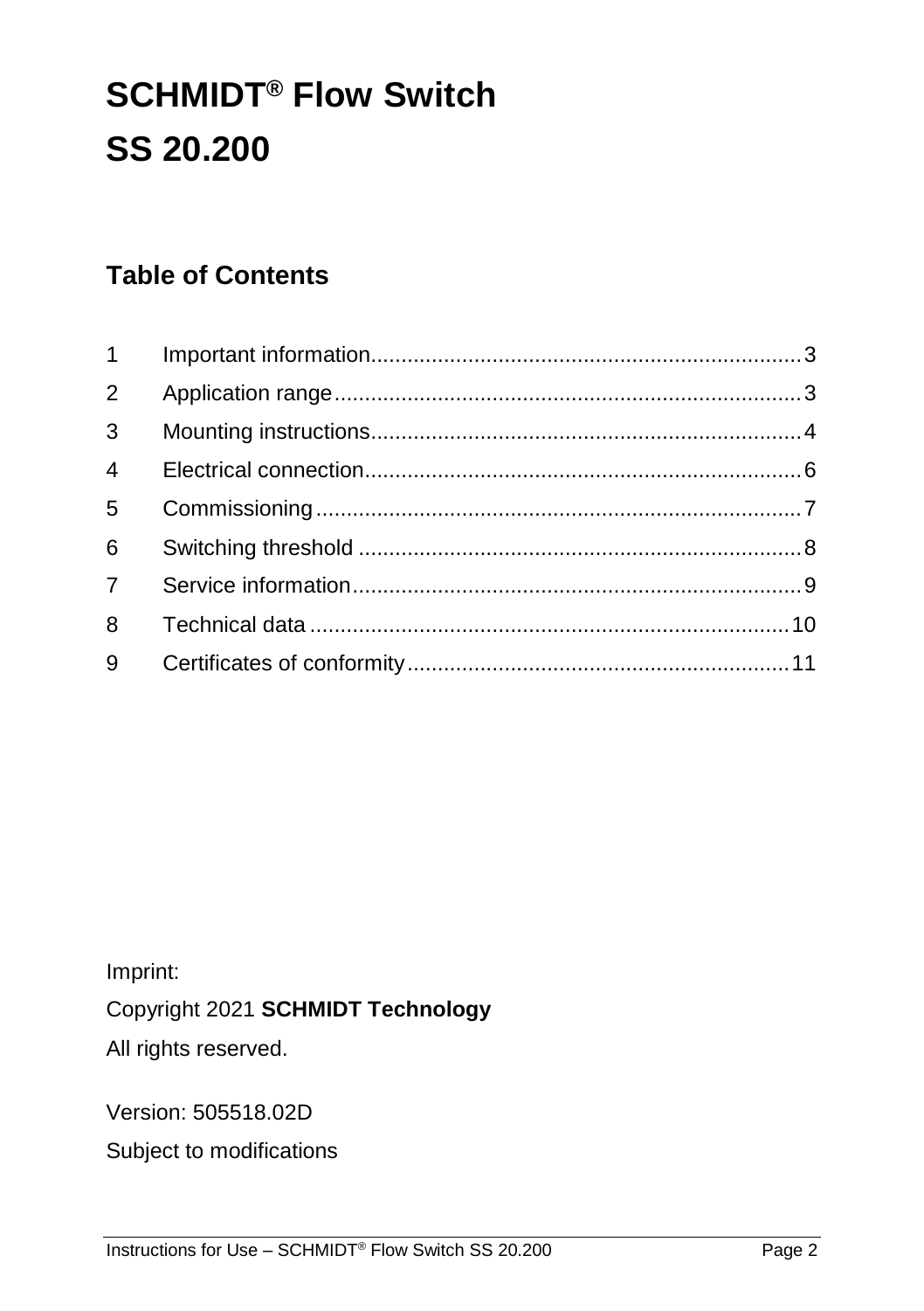# SCHMIDT® Flow Switch SS 20.200

## Table of Contents

| | | |
|---|---|---|
| 1 | Important information | 3 |
| 2 | Application range | 3 |
| 3 | Mounting instructions | 4 |
| 4 | Electrical connection | 6 |
| 5 | Commissioning | 7 |
| 6 | Switching threshold | 8 |
| 7 | Service information | 9 |
| 8 | Technical data | 10 |
| 9 | Certificates of conformity | 11 |

Imprint:

Copyright 2021 **SCHMIDT Technology**

All rights reserved.

Version: 505518.02D

Subject to modifications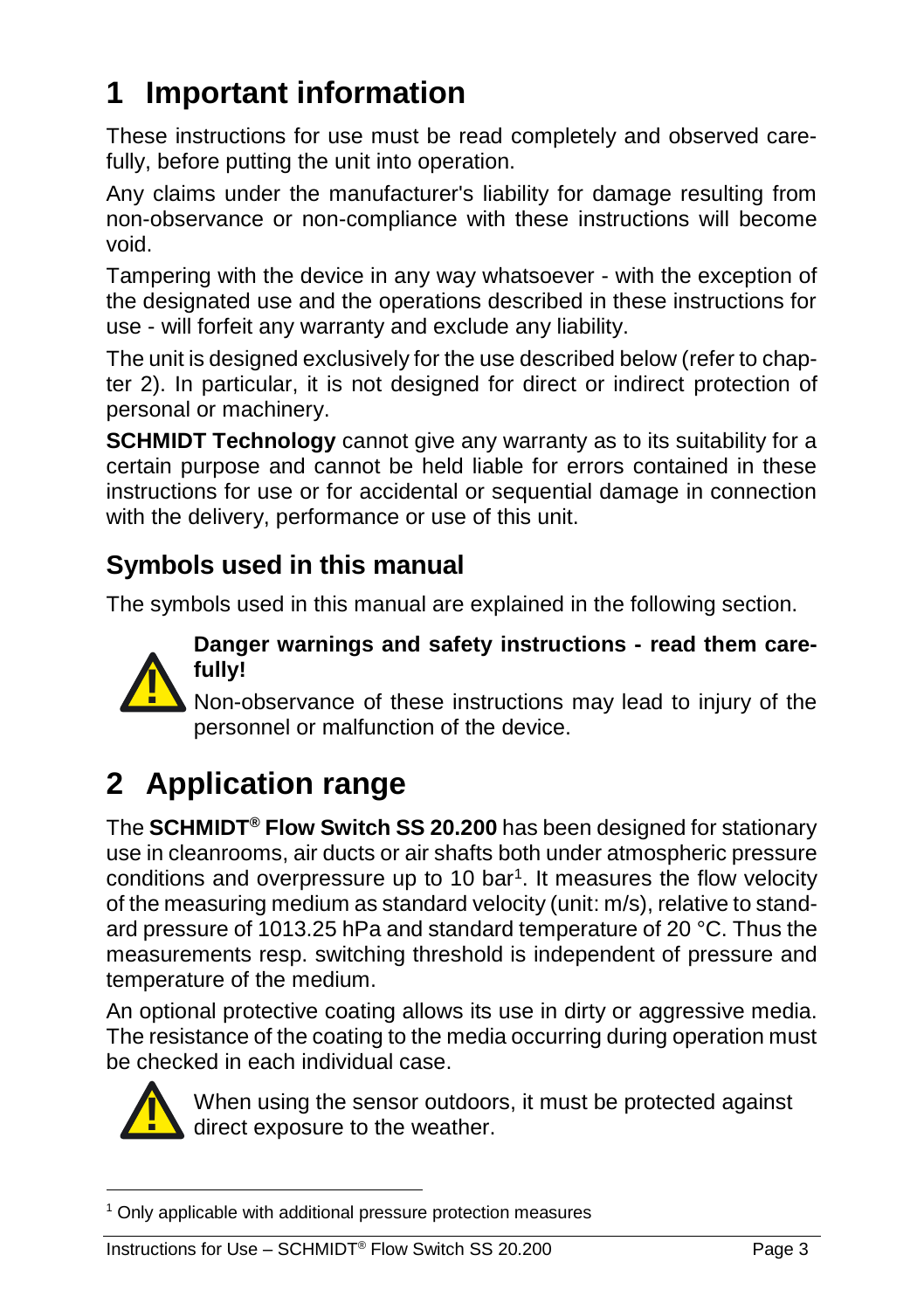# 1 Important information

These instructions for use must be read completely and observed carefully, before putting the unit into operation.

Any claims under the manufacturer's liability for damage resulting from non-observance or non-compliance with these instructions will become void.

Tampering with the device in any way whatsoever - with the exception of the designated use and the operations described in these instructions for use - will forfeit any warranty and exclude any liability.

The unit is designed exclusively for the use described below (refer to chapter 2). In particular, it is not designed for direct or indirect protection of personal or machinery.

**SCHMIDT Technology** cannot give any warranty as to its suitability for a certain purpose and cannot be held liable for errors contained in these instructions for use or for accidental or sequential damage in connection with the delivery, performance or use of this unit.

## Symbols used in this manual

The symbols used in this manual are explained in the following section.

**Danger warnings and safety instructions - read them carefully!**

Non-observance of these instructions may lead to injury of the personnel or malfunction of the device.

# 2 Application range

The **SCHMIDT® Flow Switch SS 20.200** has been designed for stationary use in cleanrooms, air ducts or air shafts both under atmospheric pressure conditions and overpressure up to 10 bar[1]. It measures the flow velocity of the measuring medium as standard velocity (unit: m/s), relative to standard pressure of 1013.25 hPa and standard temperature of 20 °C. Thus the measurements resp. switching threshold is independent of pressure and temperature of the medium.

An optional protective coating allows its use in dirty or aggressive media. The resistance of the coating to the media occurring during operation must be checked in each individual case.

When using the sensor outdoors, it must be protected against direct exposure to the weather.

[1] Only applicable with additional pressure protection measures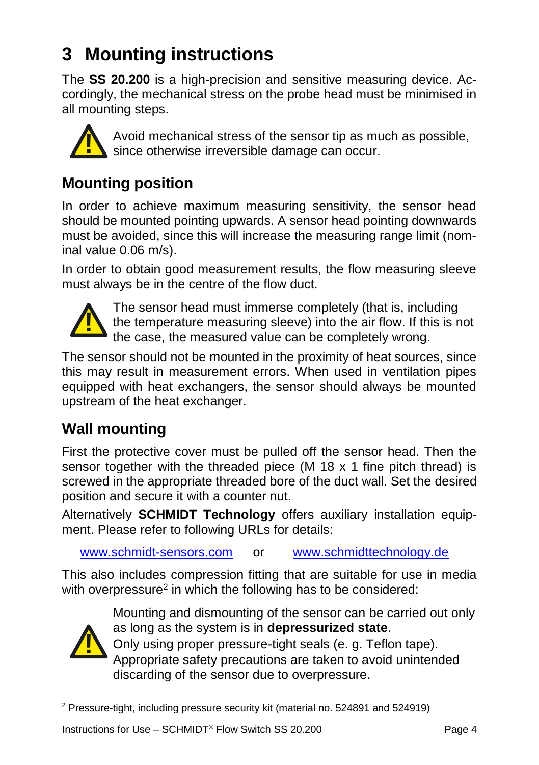# 3 Mounting instructions

The **SS 20.200** is a high-precision and sensitive measuring device. Accordingly, the mechanical stress on the probe head must be minimised in all mounting steps.

Avoid mechanical stress of the sensor tip as much as possible, since otherwise irreversible damage can occur.

## Mounting position

In order to achieve maximum measuring sensitivity, the sensor head should be mounted pointing upwards. A sensor head pointing downwards must be avoided, since this will increase the measuring range limit (nominal value 0.06 m/s).

In order to obtain good measurement results, the flow measuring sleeve must always be in the centre of the flow duct.

The sensor head must immerse completely (that is, including the temperature measuring sleeve) into the air flow. If this is not the case, the measured value can be completely wrong.

The sensor should not be mounted in the proximity of heat sources, since this may result in measurement errors. When used in ventilation pipes equipped with heat exchangers, the sensor should always be mounted upstream of the heat exchanger.

## Wall mounting

First the protective cover must be pulled off the sensor head. Then the sensor together with the threaded piece (M 18 x 1 fine pitch thread) is screwed in the appropriate threaded bore of the duct wall. Set the desired position and secure it with a counter nut.

Alternatively **SCHMIDT Technology** offers auxiliary installation equipment. Please refer to following URLs for details:

www.schmidt-sensors.com or www.schmidttechnology.de

This also includes compression fitting that are suitable for use in media with overpressure[2] in which the following has to be considered:

Mounting and dismounting of the sensor can be carried out only as long as the system is in **depressurized state**.
Only using proper pressure-tight seals (e. g. Teflon tape).
Appropriate safety precautions are taken to avoid unintended discarding of the sensor due to overpressure.

[2] Pressure-tight, including pressure security kit (material no. 524891 and 524919)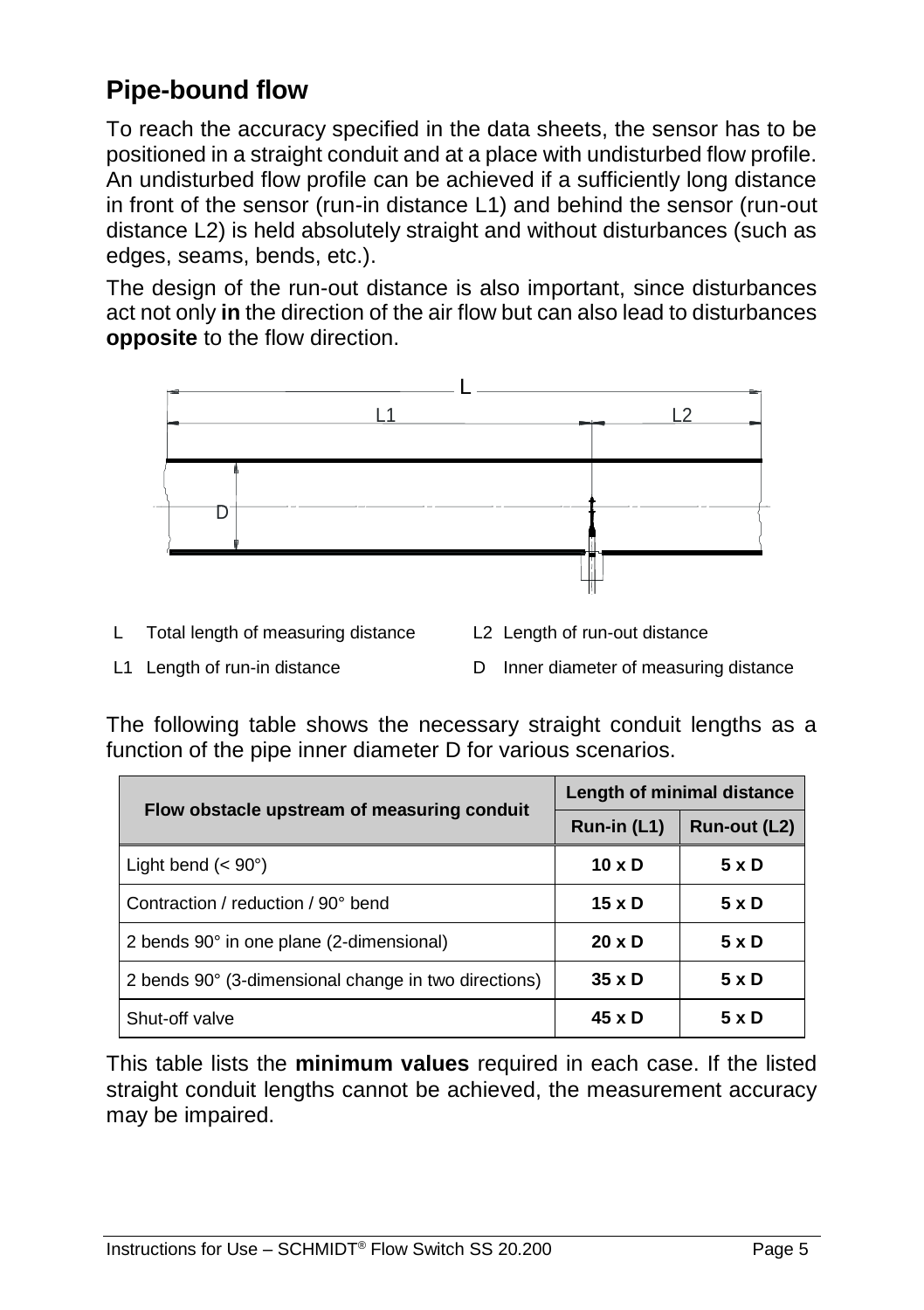## Pipe-bound flow

To reach the accuracy specified in the data sheets, the sensor has to be positioned in a straight conduit and at a place with undisturbed flow profile. An undisturbed flow profile can be achieved if a sufficiently long distance in front of the sensor (run-in distance L1) and behind the sensor (run-out distance L2) is held absolutely straight and without disturbances (such as edges, seams, bends, etc.).

The design of the run-out distance is also important, since disturbances act not only **in** the direction of the air flow but can also lead to disturbances **opposite** to the flow direction.

L Total length of measuring distance

L1 Length of run-in distance

L2 Length of run-out distance

D Inner diameter of measuring distance

The following table shows the necessary straight conduit lengths as a function of the pipe inner diameter D for various scenarios.

| Flow obstacle upstream of measuring conduit | Length of minimal distance | |
|---|---|---|
| | Run-in (L1) | Run-out (L2) |
| Light bend (< 90°) | **10 x D** | **5 x D** |
| Contraction / reduction / 90° bend | **15 x D** | **5 x D** |
| 2 bends 90° in one plane (2-dimensional) | **20 x D** | **5 x D** |
| 2 bends 90° (3-dimensional change in two directions) | **35 x D** | **5 x D** |
| Shut-off valve | **45 x D** | **5 x D** |

This table lists the **minimum values** required in each case. If the listed straight conduit lengths cannot be achieved, the measurement accuracy may be impaired.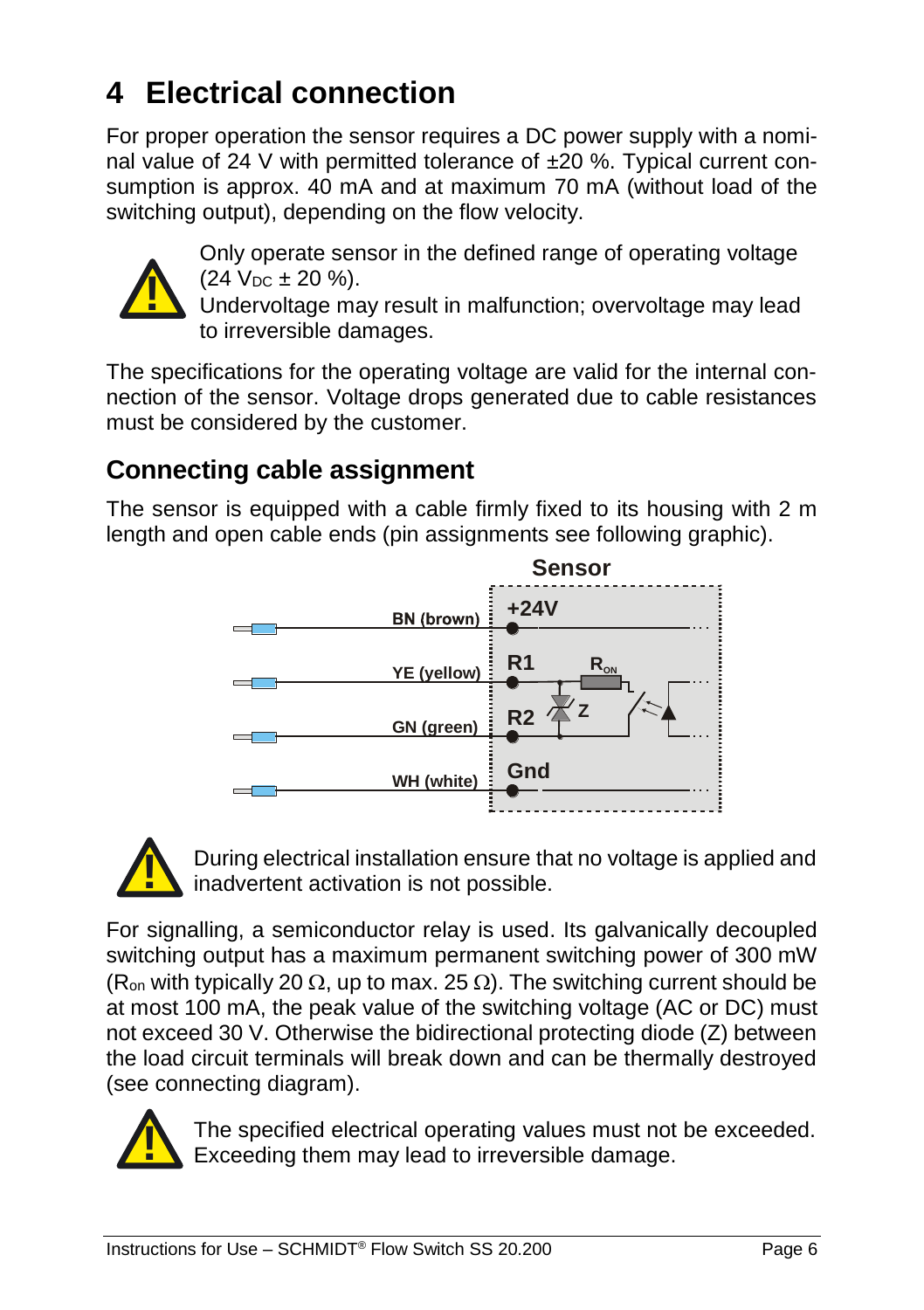# 4 Electrical connection

For proper operation the sensor requires a DC power supply with a nominal value of 24 V with permitted tolerance of ±20 %. Typical current consumption is approx. 40 mA and at maximum 70 mA (without load of the switching output), depending on the flow velocity.

Only operate sensor in the defined range of operating voltage (24 $V_{DC}$ ± 20 %).
Undervoltage may result in malfunction; overvoltage may lead to irreversible damages.

The specifications for the operating voltage are valid for the internal connection of the sensor. Voltage drops generated due to cable resistances must be considered by the customer.

## Connecting cable assignment

The sensor is equipped with a cable firmly fixed to its housing with 2 m length and open cable ends (pin assignments see following graphic).

Sensor

| Wire | Sensor pin |
| --- | --- |
| BN (brown) | +24V |
| YE (yellow) | R1 |
| GN (green) | R2 |
| WH (white) | Gnd |

During electrical installation ensure that no voltage is applied and inadvertent activation is not possible.

For signalling, a semiconductor relay is used. Its galvanically decoupled switching output has a maximum permanent switching power of 300 mW ($R_{on}$ with typically 20 Ω, up to max. 25 Ω). The switching current should be at most 100 mA, the peak value of the switching voltage (AC or DC) must not exceed 30 V. Otherwise the bidirectional protecting diode (Z) between the load circuit terminals will break down and can be thermally destroyed (see connecting diagram).

The specified electrical operating values must not be exceeded. Exceeding them may lead to irreversible damage.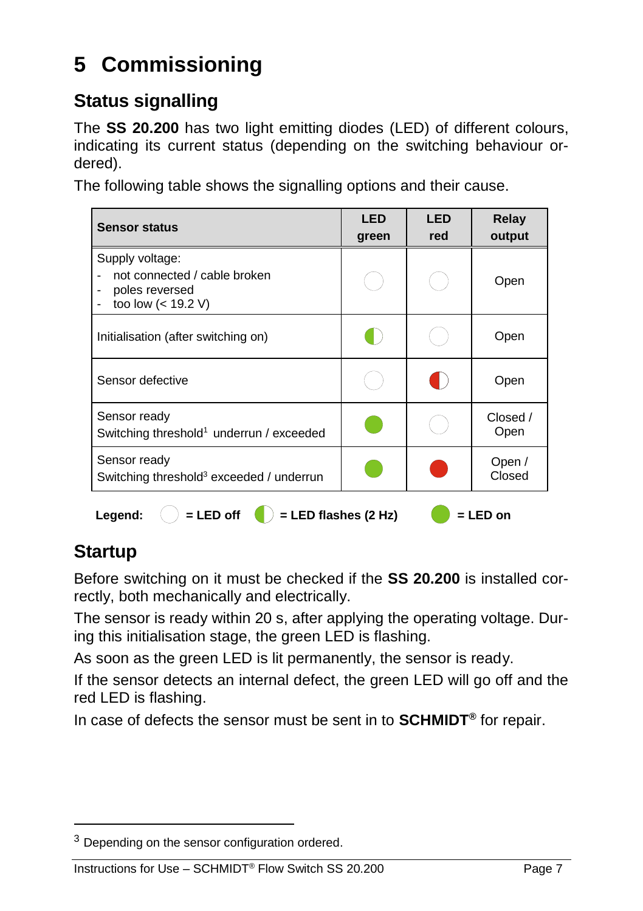# 5 Commissioning

## Status signalling

The **SS 20.200** has two light emitting diodes (LED) of different colours, indicating its current status (depending on the switching behaviour ordered).

The following table shows the signalling options and their cause.

| Sensor status | LED green | LED red | Relay output |
|---|---|---|---|
| Supply voltage:<br>- not connected / cable broken<br>- poles reversed<br>- too low (< 19.2 V) | off | off | Open |
| Initialisation (after switching on) | flashes | off | Open |
| Sensor defective | off | flashes | Open |
| Sensor ready<br>Switching threshold[1] underrun / exceeded | on | off | Closed / Open |
| Sensor ready<br>Switching threshold[3] exceeded / underrun | on | on | Open / Closed |

**Legend:** = LED off = LED flashes (2 Hz) = LED on

## Startup

Before switching on it must be checked if the **SS 20.200** is installed correctly, both mechanically and electrically.

The sensor is ready within 20 s, after applying the operating voltage. During this initialisation stage, the green LED is flashing.

As soon as the green LED is lit permanently, the sensor is ready.

If the sensor detects an internal defect, the green LED will go off and the red LED is flashing.

In case of defects the sensor must be sent in to **SCHMIDT®** for repair.

---

[3] Depending on the sensor configuration ordered.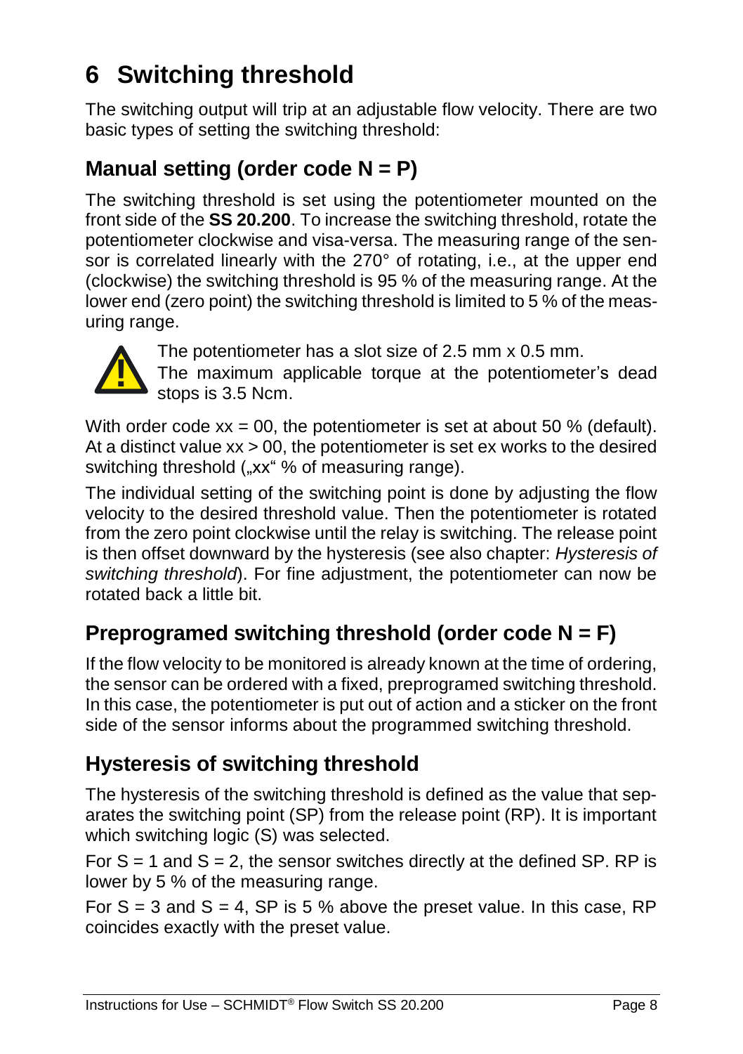# 6 Switching threshold

The switching output will trip at an adjustable flow velocity. There are two basic types of setting the switching threshold:

## Manual setting (order code N = P)

The switching threshold is set using the potentiometer mounted on the front side of the **SS 20.200**. To increase the switching threshold, rotate the potentiometer clockwise and visa-versa. The measuring range of the sensor is correlated linearly with the 270° of rotating, i.e., at the upper end (clockwise) the switching threshold is 95 % of the measuring range. At the lower end (zero point) the switching threshold is limited to 5 % of the measuring range.

The potentiometer has a slot size of 2.5 mm x 0.5 mm.
The maximum applicable torque at the potentiometer's dead stops is 3.5 Ncm.

With order code xx = 00, the potentiometer is set at about 50 % (default). At a distinct value xx > 00, the potentiometer is set ex works to the desired switching threshold („xx" % of measuring range).

The individual setting of the switching point is done by adjusting the flow velocity to the desired threshold value. Then the potentiometer is rotated from the zero point clockwise until the relay is switching. The release point is then offset downward by the hysteresis (see also chapter: *Hysteresis of switching threshold*). For fine adjustment, the potentiometer can now be rotated back a little bit.

## Preprogramed switching threshold (order code N = F)

If the flow velocity to be monitored is already known at the time of ordering, the sensor can be ordered with a fixed, preprogramed switching threshold. In this case, the potentiometer is put out of action and a sticker on the front side of the sensor informs about the programmed switching threshold.

## Hysteresis of switching threshold

The hysteresis of the switching threshold is defined as the value that separates the switching point (SP) from the release point (RP). It is important which switching logic (S) was selected.

For S = 1 and S = 2, the sensor switches directly at the defined SP. RP is lower by 5 % of the measuring range.

For S = 3 and S = 4, SP is 5 % above the preset value. In this case, RP coincides exactly with the preset value.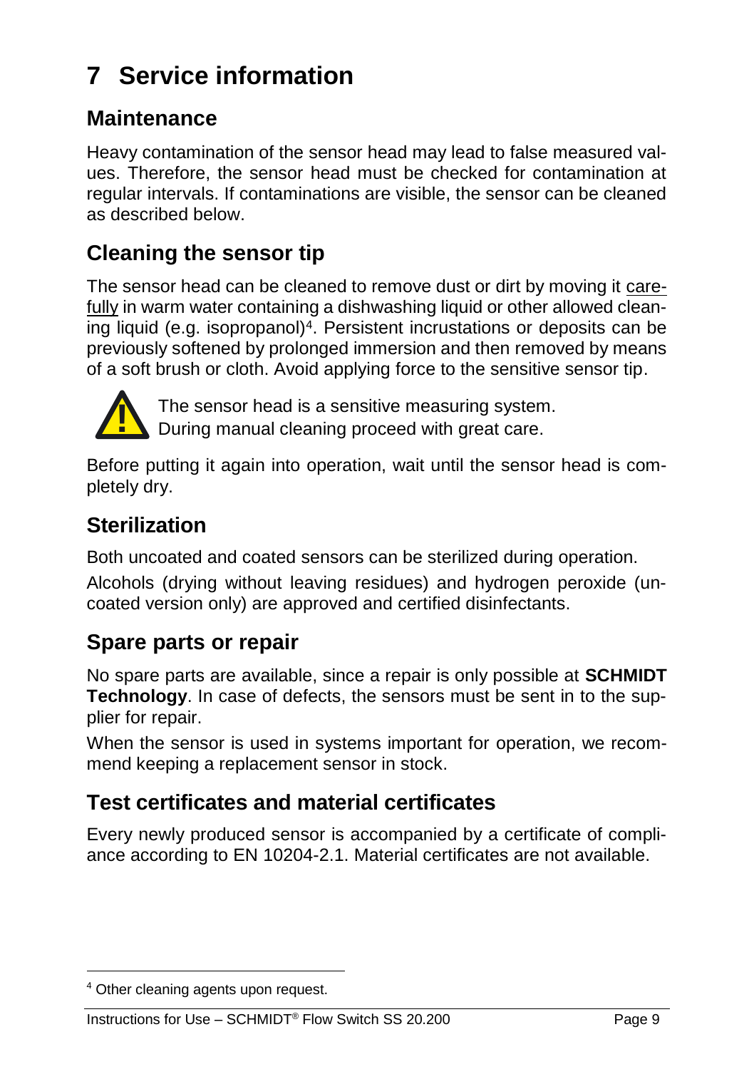# 7 Service information

## Maintenance

Heavy contamination of the sensor head may lead to false measured values. Therefore, the sensor head must be checked for contamination at regular intervals. If contaminations are visible, the sensor can be cleaned as described below.

## Cleaning the sensor tip

The sensor head can be cleaned to remove dust or dirt by moving it <u>carefully</u> in warm water containing a dishwashing liquid or other allowed cleaning liquid (e.g. isopropanol)[4]. Persistent incrustations or deposits can be previously softened by prolonged immersion and then removed by means of a soft brush or cloth. Avoid applying force to the sensitive sensor tip.

The sensor head is a sensitive measuring system.
During manual cleaning proceed with great care.

Before putting it again into operation, wait until the sensor head is completely dry.

## Sterilization

Both uncoated and coated sensors can be sterilized during operation.

Alcohols (drying without leaving residues) and hydrogen peroxide (uncoated version only) are approved and certified disinfectants.

## Spare parts or repair

No spare parts are available, since a repair is only possible at **SCHMIDT Technology**. In case of defects, the sensors must be sent in to the supplier for repair.

When the sensor is used in systems important for operation, we recommend keeping a replacement sensor in stock.

## Test certificates and material certificates

Every newly produced sensor is accompanied by a certificate of compliance according to EN 10204-2.1. Material certificates are not available.

[4] Other cleaning agents upon request.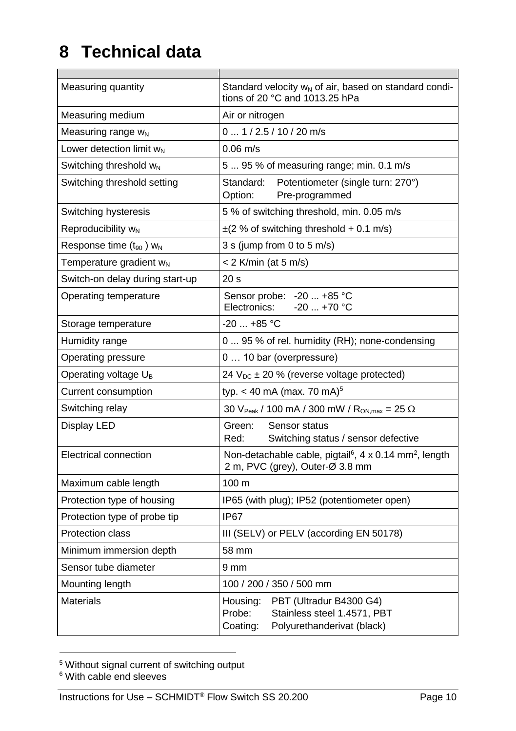# 8 Technical data

| | |
|---|---|
| Measuring quantity | Standard velocity $w_N$ of air, based on standard conditions of 20 °C and 1013.25 hPa |
| Measuring medium | Air or nitrogen |
| Measuring range $w_N$ | 0 ... 1 / 2.5 / 10 / 20 m/s |
| Lower detection limit $w_N$ | 0.06 m/s |
| Switching threshold $w_N$ | 5 ... 95 % of measuring range; min. 0.1 m/s |
| Switching threshold setting | Standard: Potentiometer (single turn: 270°)<br>Option: Pre-programmed |
| Switching hysteresis | 5 % of switching threshold, min. 0.05 m/s |
| Reproducibility $w_N$ | ±(2 % of switching threshold + 0.1 m/s) |
| Response time ($t_{90}$ ) $w_N$ | 3 s (jump from 0 to 5 m/s) |
| Temperature gradient $w_N$ | < 2 K/min (at 5 m/s) |
| Switch-on delay during start-up | 20 s |
| Operating temperature | Sensor probe: -20 ... +85 °C<br>Electronics: -20 ... +70 °C |
| Storage temperature | -20 ... +85 °C |
| Humidity range | 0 ... 95 % of rel. humidity (RH); none-condensing |
| Operating pressure | 0 … 10 bar (overpressure) |
| Operating voltage $U_B$ | 24 $V_{DC}$ ± 20 % (reverse voltage protected) |
| Current consumption | typ. < 40 mA (max. 70 mA)[5] |
| Switching relay | 30 $V_{Peak}$ / 100 mA / 300 mW / $R_{ON,max}$ = 25 Ω |
| Display LED | Green: Sensor status<br>Red: Switching status / sensor defective |
| Electrical connection | Non-detachable cable, pigtail[6], 4 x 0.14 mm², length 2 m, PVC (grey), Outer-Ø 3.8 mm |
| Maximum cable length | 100 m |
| Protection type of housing | IP65 (with plug); IP52 (potentiometer open) |
| Protection type of probe tip | IP67 |
| Protection class | III (SELV) or PELV (according EN 50178) |
| Minimum immersion depth | 58 mm |
| Sensor tube diameter | 9 mm |
| Mounting length | 100 / 200 / 350 / 500 mm |
| Materials | Housing: PBT (Ultradur B4300 G4)<br>Probe: Stainless steel 1.4571, PBT<br>Coating: Polyurethanderivat (black) |

[5] Without signal current of switching output

[6] With cable end sleeves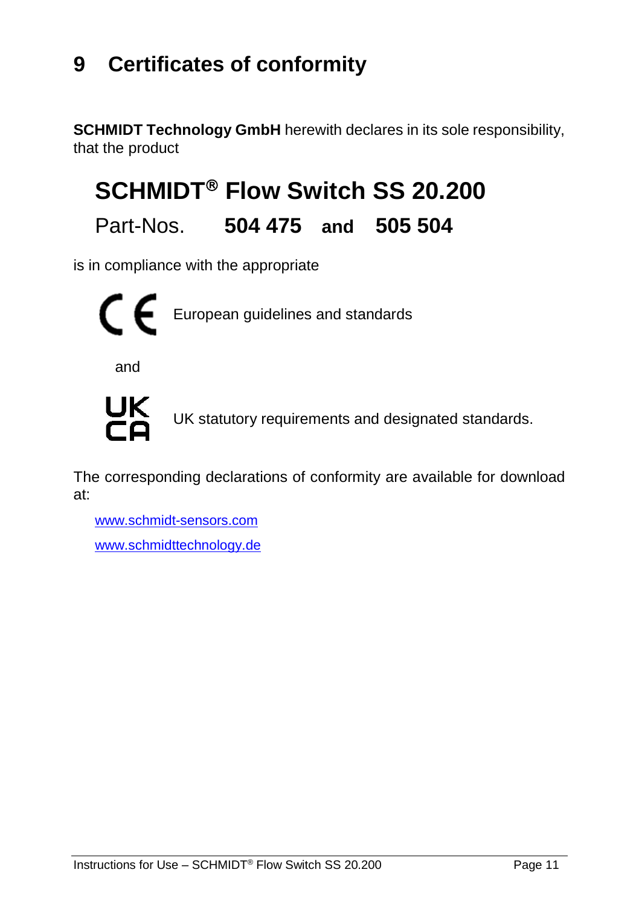# 9 Certificates of conformity

**SCHMIDT Technology GmbH** herewith declares in its sole responsibility, that the product

## SCHMIDT® Flow Switch SS 20.200

Part-Nos. **504 475 and 505 504**

is in compliance with the appropriate

CE European guidelines and standards

and

UKCA UK statutory requirements and designated standards.

The corresponding declarations of conformity are available for download at:

www.schmidt-sensors.com

www.schmidttechnology.de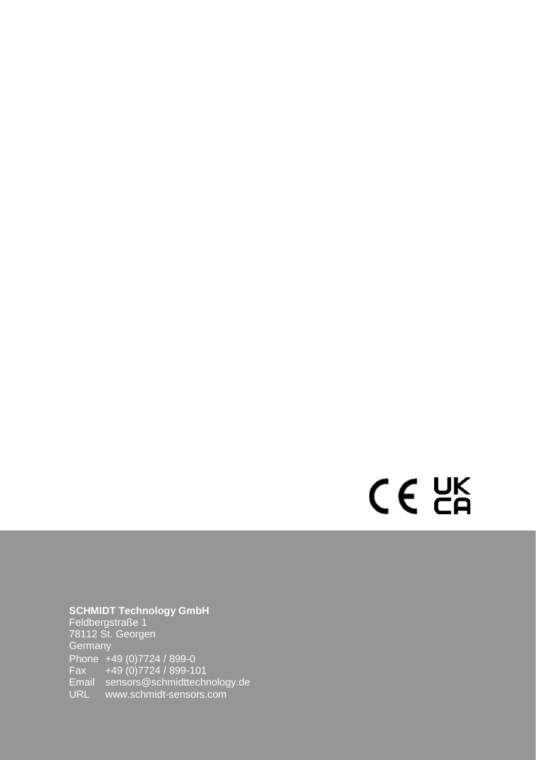CE UKCA

**SCHMIDT Technology GmbH**
Feldbergstraße 1
78112 St. Georgen
Germany

Phone +49 (0)7724 / 899-0
Fax +49 (0)7724 / 899-101
Email sensors@schmidttechnology.de
URL www.schmidt-sensors.com